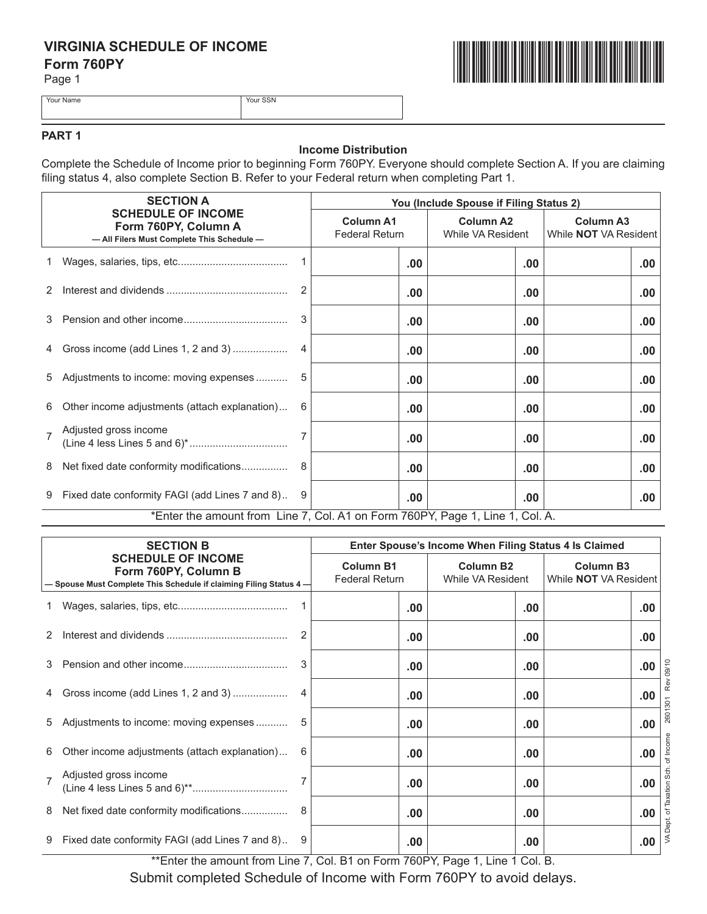# VIRGINIA SCHEDULE OF INCOME

**Form 760PY**

Page 1

| Your Name | Your SSN |
|---|---|
| | |

## PART 1

**Income Distribution**

Complete the Schedule of Income prior to beginning Form 760PY. Everyone should complete Section A. If you are claiming filing status 4, also complete Section B. Refer to your Federal return when completing Part 1.

| **SECTION A SCHEDULE OF INCOME Form 760PY, Column A** — All Filers Must Complete This Schedule — | | **You (Include Spouse if Filing Status 2)** | | |
|---|---|---|---|---|
| | | **Column A1** Federal Return | **Column A2** While VA Resident | **Column A3** While **NOT** VA Resident |
| 1 Wages, salaries, tips, etc. | 1 | .00 | .00 | .00 |
| 2 Interest and dividends | 2 | .00 | .00 | .00 |
| 3 Pension and other income | 3 | .00 | .00 | .00 |
| 4 Gross income (add Lines 1, 2 and 3) | 4 | .00 | .00 | .00 |
| 5 Adjustments to income: moving expenses | 5 | .00 | .00 | .00 |
| 6 Other income adjustments (attach explanation) | 6 | .00 | .00 | .00 |
| 7 Adjusted gross income (Line 4 less Lines 5 and 6)* | 7 | .00 | .00 | .00 |
| 8 Net fixed date conformity modifications | 8 | .00 | .00 | .00 |
| 9 Fixed date conformity FAGI (add Lines 7 and 8) | 9 | .00 | .00 | .00 |

*Enter the amount from Line 7, Col. A1 on Form 760PY, Page 1, Line 1, Col. A.

| **SECTION B SCHEDULE OF INCOME Form 760PY, Column B** — Spouse Must Complete This Schedule if claiming Filing Status 4 — | | **Enter Spouse's Income When Filing Status 4 Is Claimed** | | |
|---|---|---|---|---|
| | | **Column B1** Federal Return | **Column B2** While VA Resident | **Column B3** While **NOT** VA Resident |
| 1 Wages, salaries, tips, etc. | 1 | .00 | .00 | .00 |
| 2 Interest and dividends | 2 | .00 | .00 | .00 |
| 3 Pension and other income | 3 | .00 | .00 | .00 |
| 4 Gross income (add Lines 1, 2 and 3) | 4 | .00 | .00 | .00 |
| 5 Adjustments to income: moving expenses | 5 | .00 | .00 | .00 |
| 6 Other income adjustments (attach explanation) | 6 | .00 | .00 | .00 |
| 7 Adjusted gross income (Line 4 less Lines 5 and 6)** | 7 | .00 | .00 | .00 |
| 8 Net fixed date conformity modifications | 8 | .00 | .00 | .00 |
| 9 Fixed date conformity FAGI (add Lines 7 and 8) | 9 | .00 | .00 | .00 |

**Enter the amount from Line 7, Col. B1 on Form 760PY, Page 1, Line 1 Col. B.

Submit completed Schedule of Income with Form 760PY to avoid delays.

VA Dept. of Taxation Sch. of Income 2601301 Rev 09/10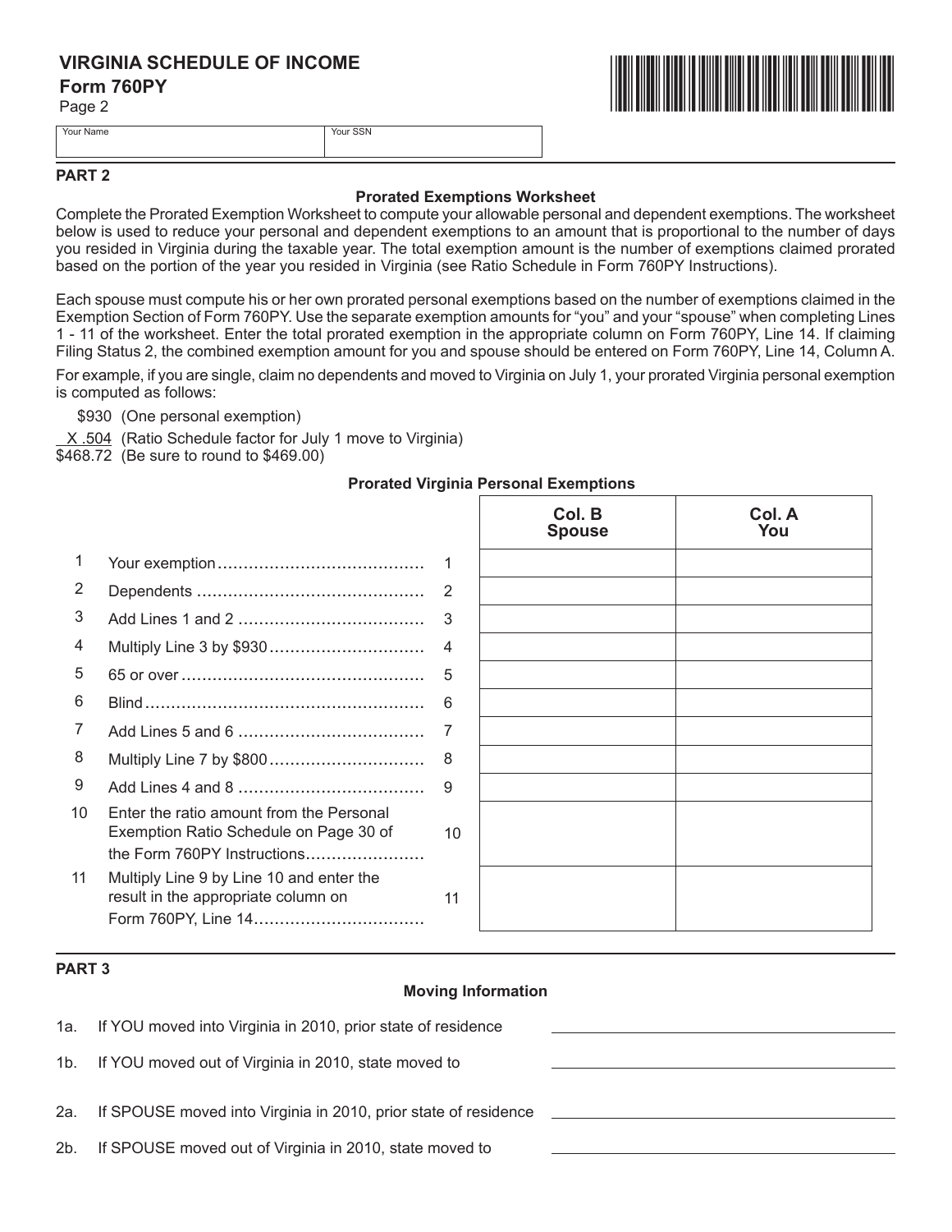# VIRGINIA SCHEDULE OF INCOME

**Form 760PY**

Page 2

| Your Name | Your SSN |
|---|---|
| | |

## PART 2

### Prorated Exemptions Worksheet

Complete the Prorated Exemption Worksheet to compute your allowable personal and dependent exemptions. The worksheet below is used to reduce your personal and dependent exemptions to an amount that is proportional to the number of days you resided in Virginia during the taxable year. The total exemption amount is the number of exemptions claimed prorated based on the portion of the year you resided in Virginia (see Ratio Schedule in Form 760PY Instructions).

Each spouse must compute his or her own prorated personal exemptions based on the number of exemptions claimed in the Exemption Section of Form 760PY. Use the separate exemption amounts for "you" and your "spouse" when completing Lines 1 - 11 of the worksheet. Enter the total prorated exemption in the appropriate column on Form 760PY, Line 14. If claiming Filing Status 2, the combined exemption amount for you and spouse should be entered on Form 760PY, Line 14, Column A.

For example, if you are single, claim no dependents and moved to Virginia on July 1, your prorated Virginia personal exemption is computed as follows:

$930 (One personal exemption)
X .504 (Ratio Schedule factor for July 1 move to Virginia)
$468.72 (Be sure to round to $469.00)

### Prorated Virginia Personal Exemptions

| | | | Col. B Spouse | Col. A You |
|---|---|---|---|---|
| 1 | Your exemption | 1 | | |
| 2 | Dependents | 2 | | |
| 3 | Add Lines 1 and 2 | 3 | | |
| 4 | Multiply Line 3 by $930 | 4 | | |
| 5 | 65 or over | 5 | | |
| 6 | Blind | 6 | | |
| 7 | Add Lines 5 and 6 | 7 | | |
| 8 | Multiply Line 7 by $800 | 8 | | |
| 9 | Add Lines 4 and 8 | 9 | | |
| 10 | Enter the ratio amount from the Personal Exemption Ratio Schedule on Page 30 of the Form 760PY Instructions | 10 | | |
| 11 | Multiply Line 9 by Line 10 and enter the result in the appropriate column on Form 760PY, Line 14 | 11 | | |

## PART 3

### Moving Information

1a. If YOU moved into Virginia in 2010, prior state of residence \_\_\_\_\_\_\_\_\_\_\_\_\_\_\_\_

1b. If YOU moved out of Virginia in 2010, state moved to \_\_\_\_\_\_\_\_\_\_\_\_\_\_\_\_

2a. If SPOUSE moved into Virginia in 2010, prior state of residence \_\_\_\_\_\_\_\_\_\_\_\_\_\_\_\_

2b. If SPOUSE moved out of Virginia in 2010, state moved to \_\_\_\_\_\_\_\_\_\_\_\_\_\_\_\_